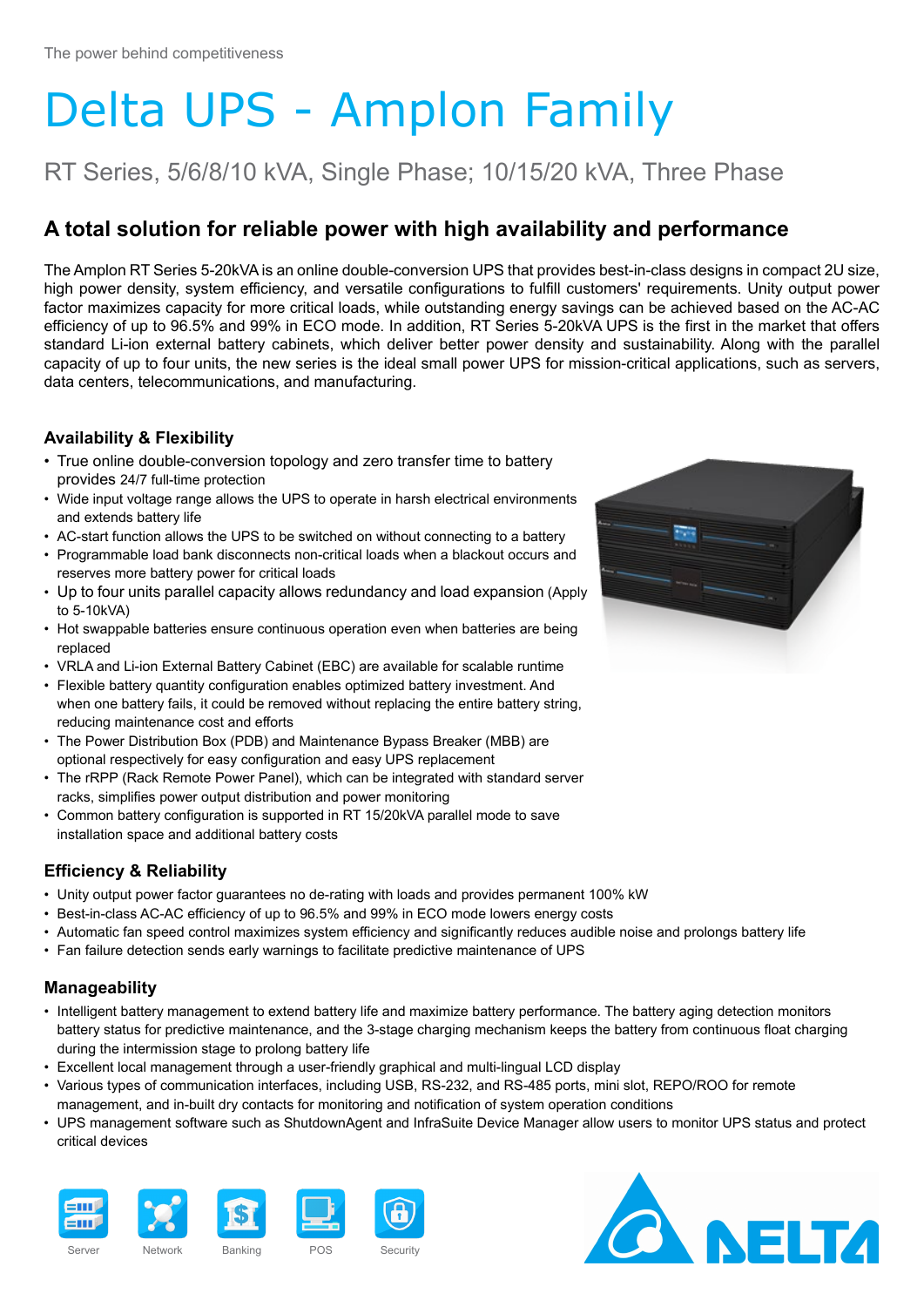The power behind competitiveness

# Delta UPS - Amplon Family

RT Series, 5/6/8/10 kVA, Single Phase; 10/15/20 kVA, Three Phase

## A total solution for reliable power with high availability and performance

The Amplon RT Series 5-20kVA is an online double-conversion UPS that provides best-in-class designs in compact 2U size, high power density, system efficiency, and versatile configurations to fulfill customers' requirements. Unity output power factor maximizes capacity for more critical loads, while outstanding energy savings can be achieved based on the AC-AC efficiency of up to 96.5% and 99% in ECO mode. In addition, RT Series 5-20kVA UPS is the first in the market that offers standard Li-ion external battery cabinets, which deliver better power density and sustainability. Along with the parallel capacity of up to four units, the new series is the ideal small power UPS for mission-critical applications, such as servers, data centers, telecommunications, and manufacturing.

### Availability & Flexibility

- True online double-conversion topology and zero transfer time to battery provides 24/7 full-time protection
- Wide input voltage range allows the UPS to operate in harsh electrical environments and extends battery life
- AC-start function allows the UPS to be switched on without connecting to a battery
- Programmable load bank disconnects non-critical loads when a blackout occurs and reserves more battery power for critical loads
- Up to four units parallel capacity allows redundancy and load expansion (Apply to 5-10kVA)
- Hot swappable batteries ensure continuous operation even when batteries are being replaced
- VRLA and Li-ion External Battery Cabinet (EBC) are available for scalable runtime
- Flexible battery quantity configuration enables optimized battery investment. And when one battery fails, it could be removed without replacing the entire battery string, reducing maintenance cost and efforts
- The Power Distribution Box (PDB) and Maintenance Bypass Breaker (MBB) are optional respectively for easy configuration and easy UPS replacement
- The rRPP (Rack Remote Power Panel), which can be integrated with standard server racks, simplifies power output distribution and power monitoring
- Common battery configuration is supported in RT 15/20kVA parallel mode to save installation space and additional battery costs

### Efficiency & Reliability

- Unity output power factor guarantees no de-rating with loads and provides permanent 100% kW
- Best-in-class AC-AC efficiency of up to 96.5% and 99% in ECO mode lowers energy costs
- Automatic fan speed control maximizes system efficiency and significantly reduces audible noise and prolongs battery life
- Fan failure detection sends early warnings to facilitate predictive maintenance of UPS

### Manageability

- Intelligent battery management to extend battery life and maximize battery performance. The battery aging detection monitors battery status for predictive maintenance, and the 3-stage charging mechanism keeps the battery from continuous float charging during the intermission stage to prolong battery life
- Excellent local management through a user-friendly graphical and multi-lingual LCD display
- Various types of communication interfaces, including USB, RS-232, and RS-485 ports, mini slot, REPO/ROO for remote management, and in-built dry contacts for monitoring and notification of system operation conditions
- UPS management software such as ShutdownAgent and InfraSuite Device Manager allow users to monitor UPS status and protect critical devices

Server Network Banking POS Security

DELTA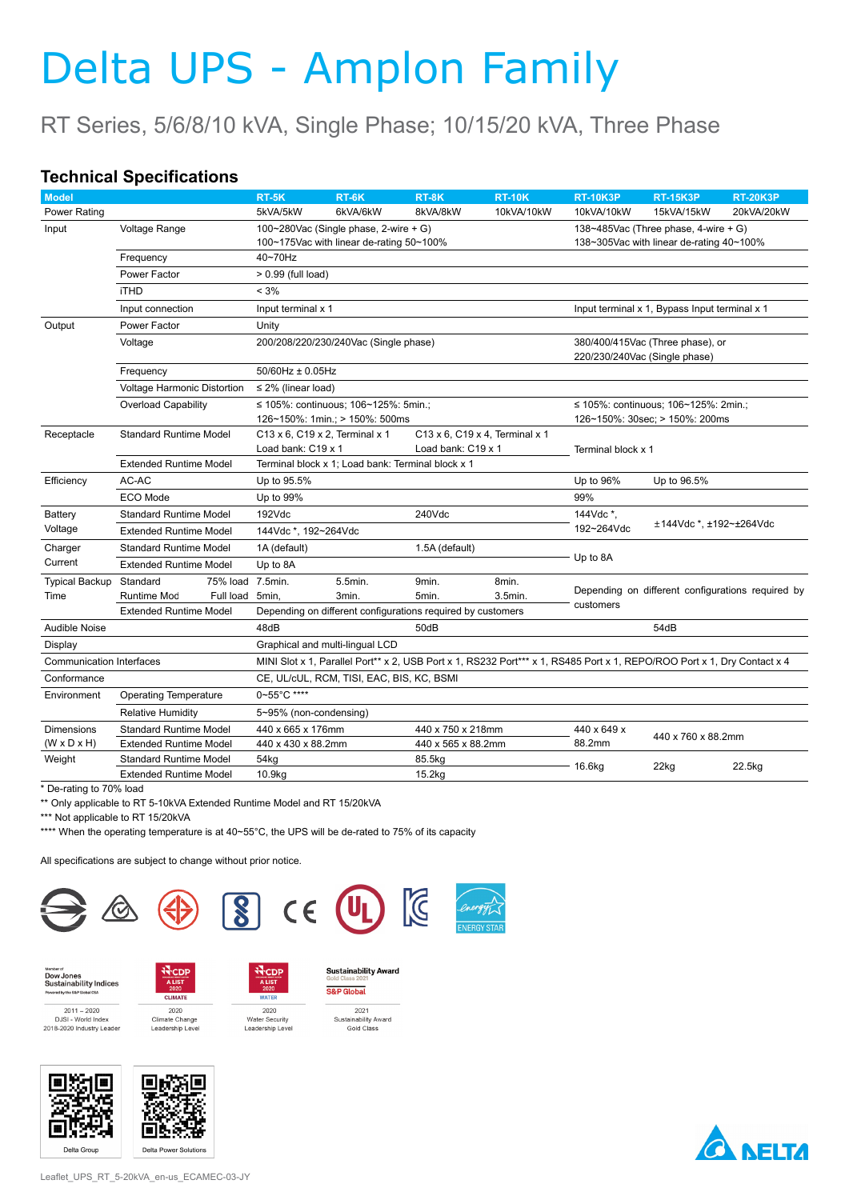# Delta UPS - Amplon Family

## RT Series, 5/6/8/10 kVA, Single Phase; 10/15/20 kVA, Three Phase

### Technical Specifications

| Model | | RT-5K | RT-6K | RT-8K | RT-10K | RT-10K3P | RT-15K3P | RT-20K3P |
|---|---|---|---|---|---|---|---|---|
| Power Rating | | 5kVA/5kW | 6kVA/6kW | 8kVA/8kW | 10kVA/10kW | 10kVA/10kW | 15kVA/15kW | 20kVA/20kW |
| Input | Voltage Range | 100~280Vac (Single phase, 2-wire + G) 100~175Vac with linear de-rating 50~100% | | | | 138~485Vac (Three phase, 4-wire + G) 138~305Vac with linear de-rating 40~100% | | |
| | Frequency | 40~70Hz | | | | | | |
| | Power Factor | > 0.99 (full load) | | | | | | |
| | iTHD | < 3% | | | | | | |
| | Input connection | Input terminal x 1 | | | | Input terminal x 1, Bypass Input terminal x 1 | | |
| Output | Power Factor | Unity | | | | | | |
| | Voltage | 200/208/220/230/240Vac (Single phase) | | | | 380/400/415Vac (Three phase), or 220/230/240Vac (Single phase) | | |
| | Frequency | 50/60Hz ± 0.05Hz | | | | | | |
| | Voltage Harmonic Distortion | ≤ 2% (linear load) | | | | | | |
| | Overload Capability | ≤ 105%: continuous; 106~125%: 5min.; 126~150%: 1min.; > 150%: 500ms | | | | ≤ 105%: continuous; 106~125%: 2min.; 126~150%: 30sec; > 150%: 200ms | | |
| Receptacle | Standard Runtime Model | C13 x 6, C19 x 2, Terminal x 1 Load bank: C19 x 1 | | C13 x 6, C19 x 4, Terminal x 1 Load bank: C19 x 1 | | Terminal block x 1 | | |
| | Extended Runtime Model | Terminal block x 1; Load bank: Terminal block x 1 | | | | | | |
| Efficiency | AC-AC | Up to 95.5% | | | | Up to 96% | Up to 96.5% | |
| | ECO Mode | Up to 99% | | | | 99% | | |
| Battery Voltage | Standard Runtime Model | 192Vdc | | 240Vdc | | 144Vdc *, 192~264Vdc | ±144Vdc *, ±192~±264Vdc | |
| | Extended Runtime Model | 144Vdc *, 192~264Vdc | | | | | | |
| Charger Current | Standard Runtime Model | 1A (default) | | 1.5A (default) | | Up to 8A | | |
| | Extended Runtime Model | Up to 8A | | | | | | |
| Typical Backup Time | Standard Runtime Mod 75% load | 7.5min. | 5.5min. | 9min. | 8min. | Depending on different configurations required by customers | | |
| | Standard Runtime Mod Full load | 5min, | 3min. | 5min. | 3.5min. | | | |
| | Extended Runtime Model | Depending on different configurations required by customers | | | | | | |
| Audible Noise | | 48dB | | 50dB | | | 54dB | |
| Display | | Graphical and multi-lingual LCD | | | | | | |
| Communication Interfaces | | MINI Slot x 1, Parallel Port** x 2, USB Port x 1, RS232 Port*** x 1, RS485 Port x 1, REPO/ROO Port x 1, Dry Contact x 4 | | | | | | |
| Conformance | | CE, UL/cUL, RCM, TISI, EAC, BIS, KC, BSMI | | | | | | |
| Environment | Operating Temperature | 0~55°C **** | | | | | | |
| | Relative Humidity | 5~95% (non-condensing) | | | | | | |
| Dimensions (W x D x H) | Standard Runtime Model | 440 x 665 x 176mm | | 440 x 750 x 218mm | | 440 x 649 x 88.2mm | 440 x 760 x 88.2mm | |
| | Extended Runtime Model | 440 x 430 x 88.2mm | | 440 x 565 x 88.2mm | | | | |
| Weight | Standard Runtime Model | 54kg | | 85.5kg | | 16.6kg | 22kg | 22.5kg |
| | Extended Runtime Model | 10.9kg | | 15.2kg | | | | |

\* De-rating to 70% load

** Only applicable to RT 5-10kVA Extended Runtime Model and RT 15/20kVA

*** Not applicable to RT 15/20kVA

**** When the operating temperature is at 40~55°C, the UPS will be de-rated to 75% of its capacity

All specifications are subject to change without prior notice.

Member of Dow Jones Sustainability Indices — 2011 – 2020 DJSI - World Index 2018-2020 Industry Leader

CDP A LIST 2020 CLIMATE — 2020 Climate Change Leadership Level

CDP A LIST 2020 WATER — 2020 Water Security Leadership Level

Sustainability Award Gold Class 2021 S&P Global — 2021 Sustainability Award Gold Class

Delta Group

Delta Power Solutions

Leaflet_UPS_RT_5-20kVA_en-us_ECAMEC-03-JY